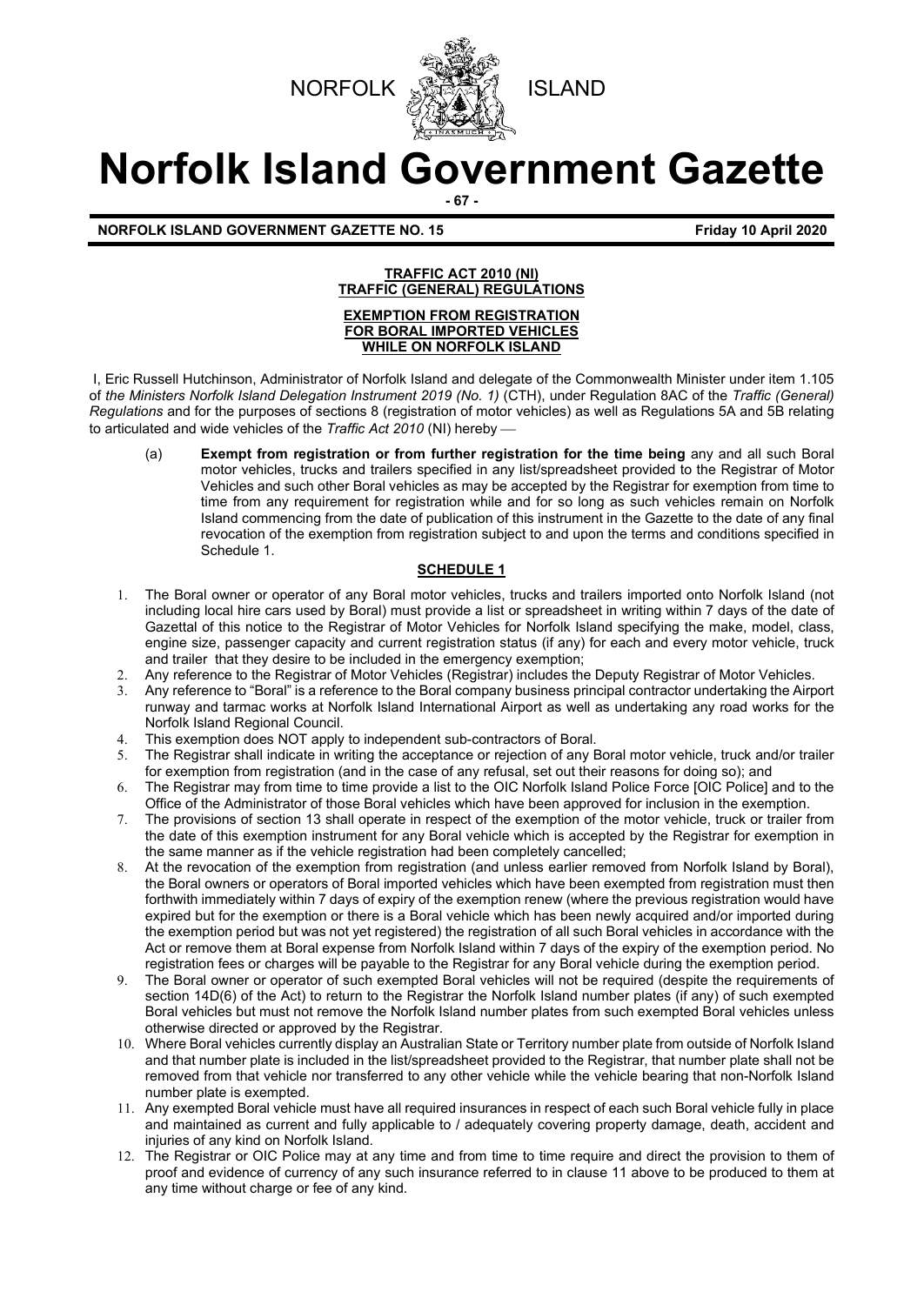NORFOLK ISLAND

# Norfolk Island Government Gazette

**NORFOLK ISLAND GOVERNMENT GAZETTE NO. 15** **Friday 10 April 2020**

**TRAFFIC ACT 2010 (NI)**
**TRAFFIC (GENERAL) REGULATIONS**

**EXEMPTION FROM REGISTRATION**
**FOR BORAL IMPORTED VEHICLES**
**WHILE ON NORFOLK ISLAND**

I, Eric Russell Hutchinson, Administrator of Norfolk Island and delegate of the Commonwealth Minister under item 1.105 of *the Ministers Norfolk Island Delegation Instrument 2019 (No. 1)* (CTH), under Regulation 8AC of the *Traffic (General) Regulations* and for the purposes of sections 8 (registration of motor vehicles) as well as Regulations 5A and 5B relating to articulated and wide vehicles of the *Traffic Act 2010* (NI) hereby —

(a) **Exempt from registration or from further registration for the time being** any and all such Boral motor vehicles, trucks and trailers specified in any list/spreadsheet provided to the Registrar of Motor Vehicles and such other Boral vehicles as may be accepted by the Registrar for exemption from time to time from any requirement for registration while and for so long as such vehicles remain on Norfolk Island commencing from the date of publication of this instrument in the Gazette to the date of any final revocation of the exemption from registration subject to and upon the terms and conditions specified in Schedule 1.

**SCHEDULE 1**

1. The Boral owner or operator of any Boral motor vehicles, trucks and trailers imported onto Norfolk Island (not including local hire cars used by Boral) must provide a list or spreadsheet in writing within 7 days of the date of Gazettal of this notice to the Registrar of Motor Vehicles for Norfolk Island specifying the make, model, class, engine size, passenger capacity and current registration status (if any) for each and every motor vehicle, truck and trailer that they desire to be included in the emergency exemption;
2. Any reference to the Registrar of Motor Vehicles (Registrar) includes the Deputy Registrar of Motor Vehicles.
3. Any reference to "Boral" is a reference to the Boral company business principal contractor undertaking the Airport runway and tarmac works at Norfolk Island International Airport as well as undertaking any road works for the Norfolk Island Regional Council.
4. This exemption does NOT apply to independent sub-contractors of Boral.
5. The Registrar shall indicate in writing the acceptance or rejection of any Boral motor vehicle, truck and/or trailer for exemption from registration (and in the case of any refusal, set out their reasons for doing so); and
6. The Registrar may from time to time provide a list to the OIC Norfolk Island Police Force [OIC Police] and to the Office of the Administrator of those Boral vehicles which have been approved for inclusion in the exemption.
7. The provisions of section 13 shall operate in respect of the exemption of the motor vehicle, truck or trailer from the date of this exemption instrument for any Boral vehicle which is accepted by the Registrar for exemption in the same manner as if the vehicle registration had been completely cancelled;
8. At the revocation of the exemption from registration (and unless earlier removed from Norfolk Island by Boral), the Boral owners or operators of Boral imported vehicles which have been exempted from registration must then forthwith immediately within 7 days of expiry of the exemption renew (where the previous registration would have expired but for the exemption or there is a Boral vehicle which has been newly acquired and/or imported during the exemption period but was not yet registered) the registration of all such Boral vehicles in accordance with the Act or remove them at Boral expense from Norfolk Island within 7 days of the expiry of the exemption period. No registration fees or charges will be payable to the Registrar for any Boral vehicle during the exemption period.
9. The Boral owner or operator of such exempted Boral vehicles will not be required (despite the requirements of section 14D(6) of the Act) to return to the Registrar the Norfolk Island number plates (if any) of such exempted Boral vehicles but must not remove the Norfolk Island number plates from such exempted Boral vehicles unless otherwise directed or approved by the Registrar.
10. Where Boral vehicles currently display an Australian State or Territory number plate from outside of Norfolk Island and that number plate is included in the list/spreadsheet provided to the Registrar, that number plate shall not be removed from that vehicle nor transferred to any other vehicle while the vehicle bearing that non-Norfolk Island number plate is exempted.
11. Any exempted Boral vehicle must have all required insurances in respect of each such Boral vehicle fully in place and maintained as current and fully applicable to / adequately covering property damage, death, accident and injuries of any kind on Norfolk Island.
12. The Registrar or OIC Police may at any time and from time to time require and direct the provision to them of proof and evidence of currency of any such insurance referred to in clause 11 above to be produced to them at any time without charge or fee of any kind.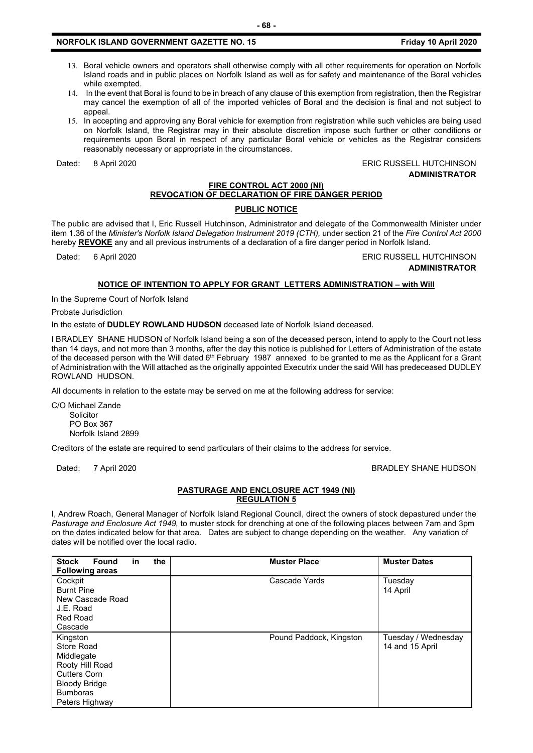13. Boral vehicle owners and operators shall otherwise comply with all other requirements for operation on Norfolk Island roads and in public places on Norfolk Island as well as for safety and maintenance of the Boral vehicles while exempted.
14. In the event that Boral is found to be in breach of any clause of this exemption from registration, then the Registrar may cancel the exemption of all of the imported vehicles of Boral and the decision is final and not subject to appeal.
15. In accepting and approving any Boral vehicle for exemption from registration while such vehicles are being used on Norfolk Island, the Registrar may in their absolute discretion impose such further or other conditions or requirements upon Boral in respect of any particular Boral vehicle or vehicles as the Registrar considers reasonably necessary or appropriate in the circumstances.

Dated: 8 April 2020 ERIC RUSSELL HUTCHINSON
**ADMINISTRATOR**

**FIRE CONTROL ACT 2000 (NI)**
**REVOCATION OF DECLARATION OF FIRE DANGER PERIOD**

**PUBLIC NOTICE**

The public are advised that I, Eric Russell Hutchinson, Administrator and delegate of the Commonwealth Minister under item 1.36 of the *Minister's Norfolk Island Delegation Instrument 2019 (CTH),* under section 21 of the *Fire Control Act 2000* hereby **REVOKE** any and all previous instruments of a declaration of a fire danger period in Norfolk Island.

Dated: 6 April 2020 ERIC RUSSELL HUTCHINSON
**ADMINISTRATOR**

**NOTICE OF INTENTION TO APPLY FOR GRANT LETTERS ADMINISTRATION – with Will**

In the Supreme Court of Norfolk Island

Probate Jurisdiction

In the estate of **DUDLEY ROWLAND HUDSON** deceased late of Norfolk Island deceased.

I BRADLEY SHANE HUDSON of Norfolk Island being a son of the deceased person, intend to apply to the Court not less than 14 days, and not more than 3 months, after the day this notice is published for Letters of Administration of the estate of the deceased person with the Will dated 6th February 1987 annexed to be granted to me as the Applicant for a Grant of Administration with the Will attached as the originally appointed Executrix under the said Will has predeceased DUDLEY ROWLAND HUDSON.

All documents in relation to the estate may be served on me at the following address for service:

C/O Michael Zande
Solicitor
PO Box 367
Norfolk Island 2899

Creditors of the estate are required to send particulars of their claims to the address for service.

Dated: 7 April 2020 BRADLEY SHANE HUDSON

**PASTURAGE AND ENCLOSURE ACT 1949 (NI)**
**REGULATION 5**

I, Andrew Roach, General Manager of Norfolk Island Regional Council, direct the owners of stock depastured under the *Pasturage and Enclosure Act 1949,* to muster stock for drenching at one of the following places between 7am and 3pm on the dates indicated below for that area. Dates are subject to change depending on the weather. Any variation of dates will be notified over the local radio.

| Stock Found in the Following areas | Muster Place | Muster Dates |
|---|---|---|
| Cockpit<br>Burnt Pine<br>New Cascade Road<br>J.E. Road<br>Red Road<br>Cascade | Cascade Yards | Tuesday<br>14 April |
| Kingston<br>Store Road<br>Middlegate<br>Rooty Hill Road<br>Cutters Corn<br>Bloody Bridge<br>Bumboras<br>Peters Highway | Pound Paddock, Kingston | Tuesday / Wednesday<br>14 and 15 April |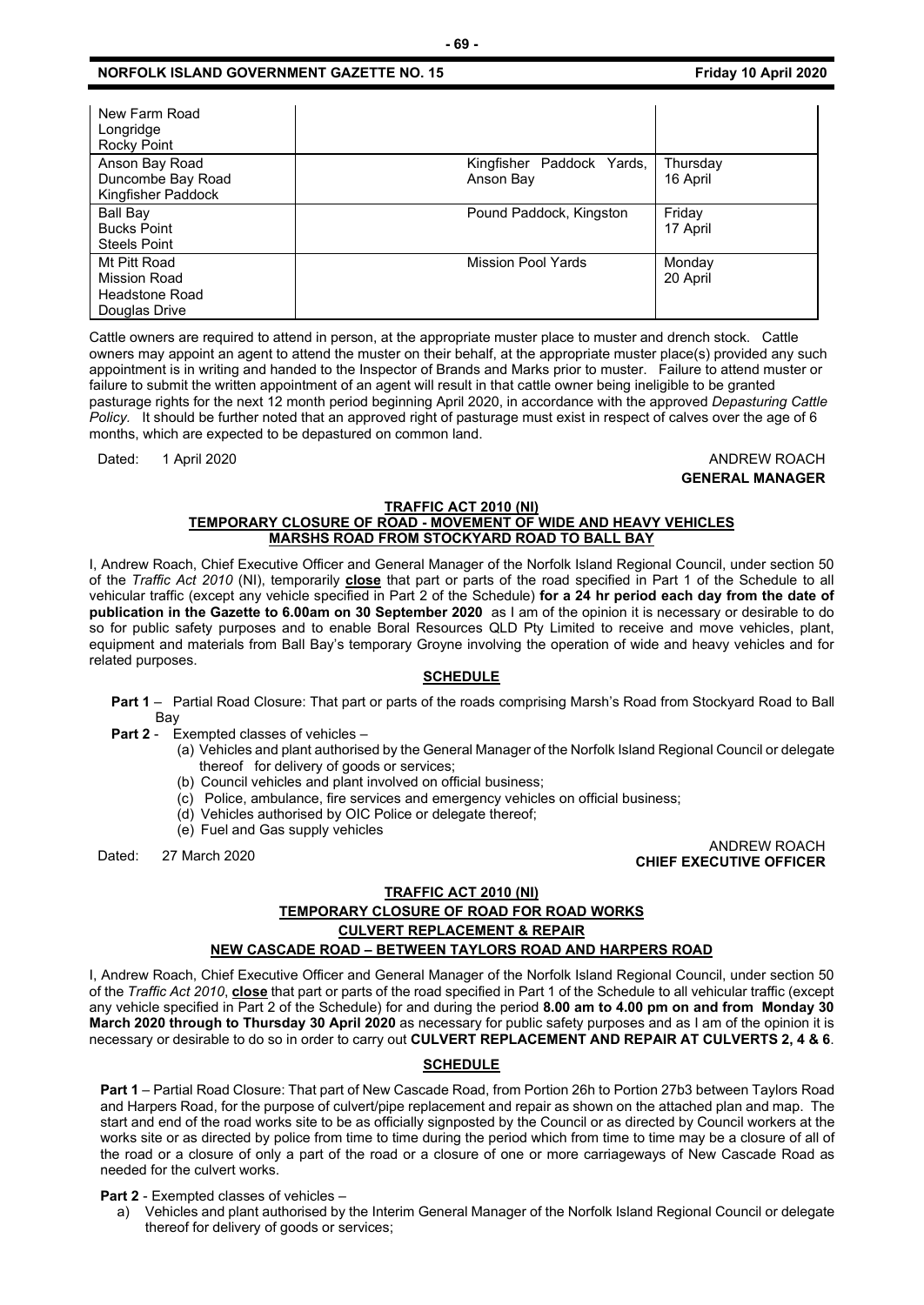| | | |
|---|---|---|
| New Farm Road<br>Longridge<br>Rocky Point | | |
| Anson Bay Road<br>Duncombe Bay Road<br>Kingfisher Paddock | Kingfisher Paddock Yards, Anson Bay | Thursday<br>16 April |
| Ball Bay<br>Bucks Point<br>Steels Point | Pound Paddock, Kingston | Friday<br>17 April |
| Mt Pitt Road<br>Mission Road<br>Headstone Road<br>Douglas Drive | Mission Pool Yards | Monday<br>20 April |

Cattle owners are required to attend in person, at the appropriate muster place to muster and drench stock. Cattle owners may appoint an agent to attend the muster on their behalf, at the appropriate muster place(s) provided any such appointment is in writing and handed to the Inspector of Brands and Marks prior to muster. Failure to attend muster or failure to submit the written appointment of an agent will result in that cattle owner being ineligible to be granted pasturage rights for the next 12 month period beginning April 2020, in accordance with the approved *Depasturing Cattle Policy.* It should be further noted that an approved right of pasturage must exist in respect of calves over the age of 6 months, which are expected to be depastured on common land.

Dated: 1 April 2020

ANDREW ROACH
**GENERAL MANAGER**

**TRAFFIC ACT 2010 (NI)**
**TEMPORARY CLOSURE OF ROAD - MOVEMENT OF WIDE AND HEAVY VEHICLES**
**MARSHS ROAD FROM STOCKYARD ROAD TO BALL BAY**

I, Andrew Roach, Chief Executive Officer and General Manager of the Norfolk Island Regional Council, under section 50 of the *Traffic Act 2010* (NI), temporarily **close** that part or parts of the road specified in Part 1 of the Schedule to all vehicular traffic (except any vehicle specified in Part 2 of the Schedule) **for a 24 hr period each day from the date of publication in the Gazette to 6.00am on 30 September 2020** as I am of the opinion it is necessary or desirable to do so for public safety purposes and to enable Boral Resources QLD Pty Limited to receive and move vehicles, plant, equipment and materials from Ball Bay's temporary Groyne involving the operation of wide and heavy vehicles and for related purposes.

**SCHEDULE**

**Part 1** – Partial Road Closure: That part or parts of the roads comprising Marsh's Road from Stockyard Road to Ball Bay

**Part 2** - Exempted classes of vehicles –

(a) Vehicles and plant authorised by the General Manager of the Norfolk Island Regional Council or delegate thereof for delivery of goods or services;
(b) Council vehicles and plant involved on official business;
(c) Police, ambulance, fire services and emergency vehicles on official business;
(d) Vehicles authorised by OIC Police or delegate thereof;
(e) Fuel and Gas supply vehicles

Dated: 27 March 2020

ANDREW ROACH
**CHIEF EXECUTIVE OFFICER**

**TRAFFIC ACT 2010 (NI)**
**TEMPORARY CLOSURE OF ROAD FOR ROAD WORKS**
**CULVERT REPLACEMENT & REPAIR**
**NEW CASCADE ROAD – BETWEEN TAYLORS ROAD AND HARPERS ROAD**

I, Andrew Roach, Chief Executive Officer and General Manager of the Norfolk Island Regional Council, under section 50 of the *Traffic Act 2010*, **close** that part or parts of the road specified in Part 1 of the Schedule to all vehicular traffic (except any vehicle specified in Part 2 of the Schedule) for and during the period **8.00 am to 4.00 pm on and from Monday 30 March 2020 through to Thursday 30 April 2020** as necessary for public safety purposes and as I am of the opinion it is necessary or desirable to do so in order to carry out **CULVERT REPLACEMENT AND REPAIR AT CULVERTS 2, 4 & 6**.

**SCHEDULE**

**Part 1** – Partial Road Closure: That part of New Cascade Road, from Portion 26h to Portion 27b3 between Taylors Road and Harpers Road, for the purpose of culvert/pipe replacement and repair as shown on the attached plan and map. The start and end of the road works site to be as officially signposted by the Council or as directed by Council workers at the works site or as directed by police from time to time during the period which from time to time may be a closure of all of the road or a closure of only a part of the road or a closure of one or more carriageways of New Cascade Road as needed for the culvert works.

**Part 2** - Exempted classes of vehicles –

a) Vehicles and plant authorised by the Interim General Manager of the Norfolk Island Regional Council or delegate thereof for delivery of goods or services;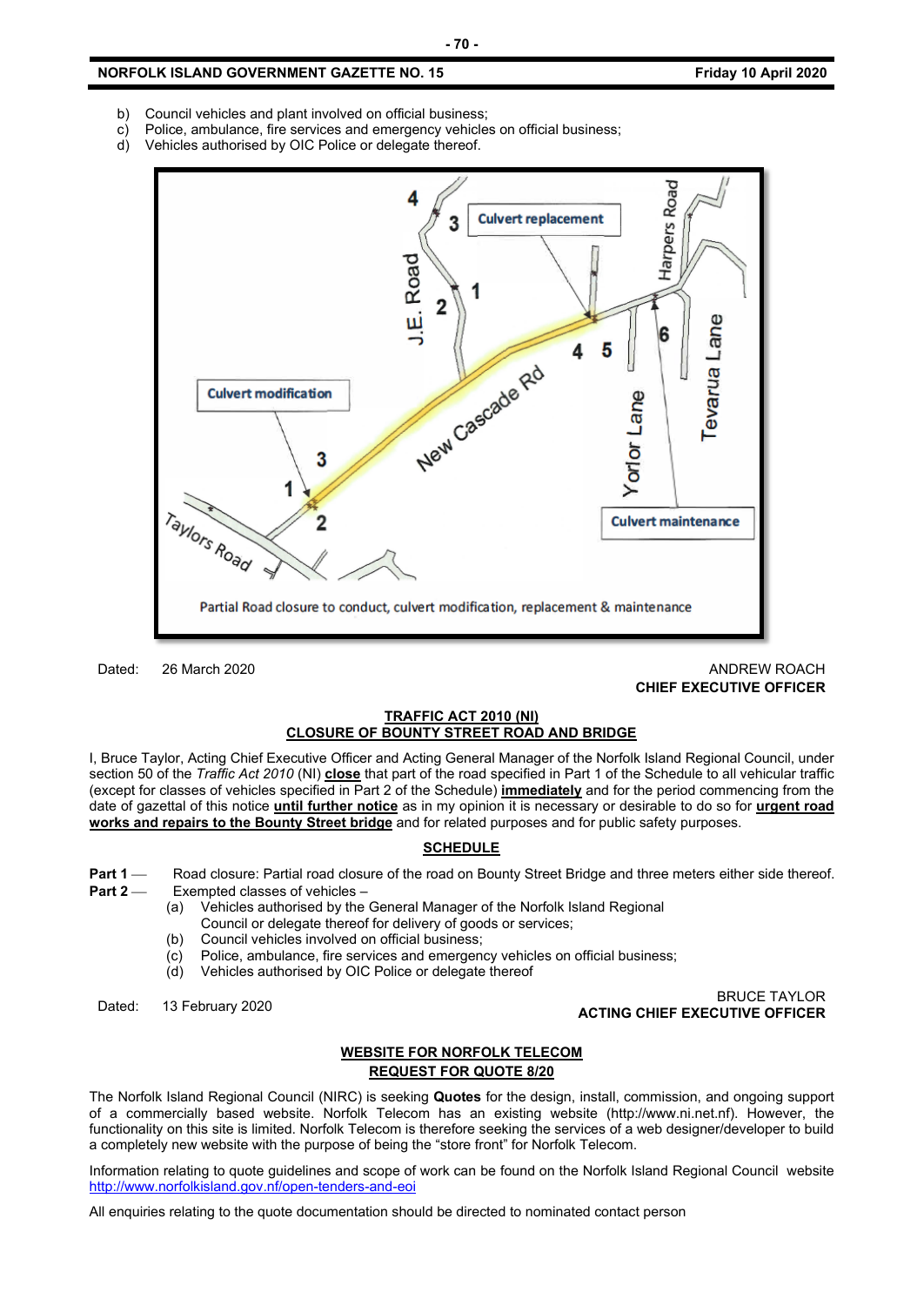b) Council vehicles and plant involved on official business;
c) Police, ambulance, fire services and emergency vehicles on official business;
d) Vehicles authorised by OIC Police or delegate thereof.

Culvert replacement

Culvert modification

Culvert maintenance

J.E. Road

Harpers Road

New Cascade Rd

Yorlor Lane

Tevarua Lane

Taylors Road

Partial Road closure to conduct, culvert modification, replacement & maintenance

Dated: 26 March 2020

ANDREW ROACH
**CHIEF EXECUTIVE OFFICER**

## TRAFFIC ACT 2010 (NI)
## CLOSURE OF BOUNTY STREET ROAD AND BRIDGE

I, Bruce Taylor, Acting Chief Executive Officer and Acting General Manager of the Norfolk Island Regional Council, under section 50 of the *Traffic Act 2010* (NI) **close** that part of the road specified in Part 1 of the Schedule to all vehicular traffic (except for classes of vehicles specified in Part 2 of the Schedule) **immediately** and for the period commencing from the date of gazettal of this notice **until further notice** as in my opinion it is necessary or desirable to do so for **urgent road works and repairs to the Bounty Street bridge** and for related purposes and for public safety purposes.

### SCHEDULE

**Part 1** — Road closure: Partial road closure of the road on Bounty Street Bridge and three meters either side thereof.

**Part 2** — Exempted classes of vehicles –

(a) Vehicles authorised by the General Manager of the Norfolk Island Regional Council or delegate thereof for delivery of goods or services;
(b) Council vehicles involved on official business;
(c) Police, ambulance, fire services and emergency vehicles on official business;
(d) Vehicles authorised by OIC Police or delegate thereof

Dated: 13 February 2020

BRUCE TAYLOR
**ACTING CHIEF EXECUTIVE OFFICER**

## WEBSITE FOR NORFOLK TELECOM
## REQUEST FOR QUOTE 8/20

The Norfolk Island Regional Council (NIRC) is seeking **Quotes** for the design, install, commission, and ongoing support of a commercially based website. Norfolk Telecom has an existing website (http://www.ni.net.nf). However, the functionality on this site is limited. Norfolk Telecom is therefore seeking the services of a web designer/developer to build a completely new website with the purpose of being the "store front" for Norfolk Telecom.

Information relating to quote guidelines and scope of work can be found on the Norfolk Island Regional Council website http://www.norfolkisland.gov.nf/open-tenders-and-eoi

All enquiries relating to the quote documentation should be directed to nominated contact person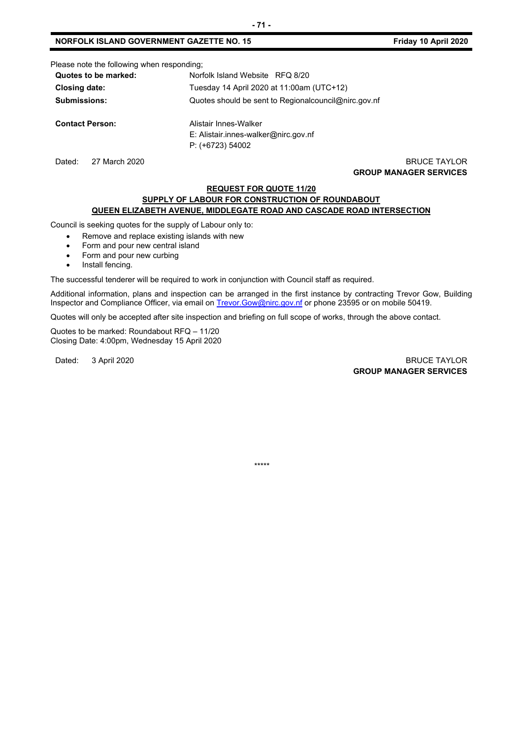Please note the following when responding;

| | |
|---|---|
| **Quotes to be marked:** | Norfolk Island Website RFQ 8/20 |
| **Closing date:** | Tuesday 14 April 2020 at 11:00am (UTC+12) |
| **Submissions:** | Quotes should be sent to Regionalcouncil@nirc.gov.nf |
| **Contact Person:** | Alistair Innes-Walker<br>E: Alistair.innes-walker@nirc.gov.nf<br>P: (+6723) 54002 |

Dated: 27 March 2020

BRUCE TAYLOR
**GROUP MANAGER SERVICES**

## REQUEST FOR QUOTE 11/20
## SUPPLY OF LABOUR FOR CONSTRUCTION OF ROUNDABOUT
## QUEEN ELIZABETH AVENUE, MIDDLEGATE ROAD AND CASCADE ROAD INTERSECTION

Council is seeking quotes for the supply of Labour only to:

- Remove and replace existing islands with new
- Form and pour new central island
- Form and pour new curbing
- Install fencing.

The successful tenderer will be required to work in conjunction with Council staff as required.

Additional information, plans and inspection can be arranged in the first instance by contracting Trevor Gow, Building Inspector and Compliance Officer, via email on Trevor.Gow@nirc.gov.nf or phone 23595 or on mobile 50419.

Quotes will only be accepted after site inspection and briefing on full scope of works, through the above contact.

Quotes to be marked: Roundabout RFQ – 11/20
Closing Date: 4:00pm, Wednesday 15 April 2020

Dated: 3 April 2020

BRUCE TAYLOR
**GROUP MANAGER SERVICES**

*****